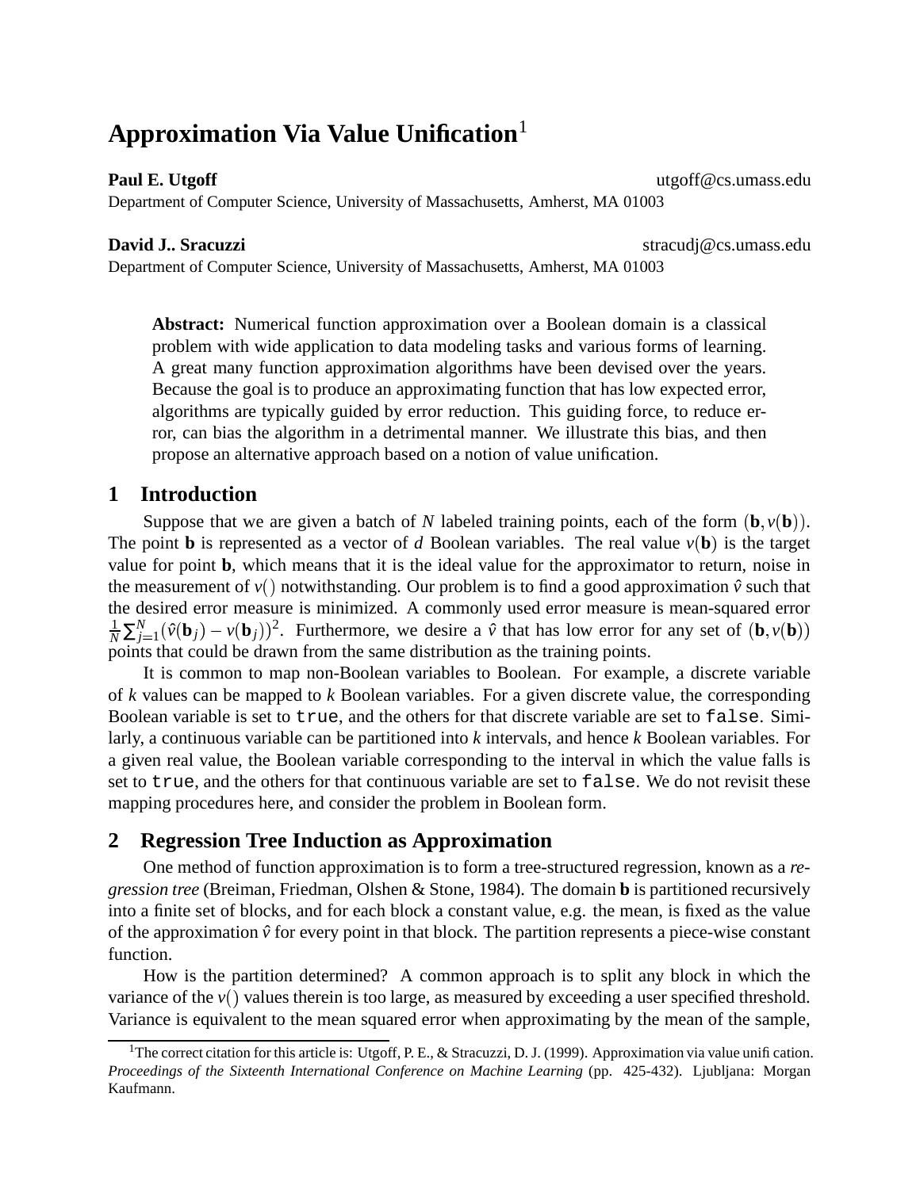# Approximation Via Value Unification[1]

**Paul E. Utgoff** utgoff@cs.umass.edu
Department of Computer Science, University of Massachusetts, Amherst, MA 01003

**David J.. Sracuzzi** stracudj@cs.umass.edu
Department of Computer Science, University of Massachusetts, Amherst, MA 01003

**Abstract:** Numerical function approximation over a Boolean domain is a classical problem with wide application to data modeling tasks and various forms of learning. A great many function approximation algorithms have been devised over the years. Because the goal is to produce an approximating function that has low expected error, algorithms are typically guided by error reduction. This guiding force, to reduce error, can bias the algorithm in a detrimental manner. We illustrate this bias, and then propose an alternative approach based on a notion of value unification.

## 1 Introduction

Suppose that we are given a batch of $N$ labeled training points, each of the form $(\mathbf{b}, v(\mathbf{b}))$. The point $\mathbf{b}$ is represented as a vector of $d$ Boolean variables. The real value $v(\mathbf{b})$ is the target value for point $\mathbf{b}$, which means that it is the ideal value for the approximator to return, noise in the measurement of $v()$ notwithstanding. Our problem is to find a good approximation $\hat{v}$ such that the desired error measure is minimized. A commonly used error measure is mean-squared error $\frac{1}{N}\sum_{j=1}^{N}(\hat{v}(\mathbf{b}_j) - v(\mathbf{b}_j))^2$. Furthermore, we desire a $\hat{v}$ that has low error for any set of $(\mathbf{b}, v(\mathbf{b}))$ points that could be drawn from the same distribution as the training points.

It is common to map non-Boolean variables to Boolean. For example, a discrete variable of $k$ values can be mapped to $k$ Boolean variables. For a given discrete value, the corresponding Boolean variable is set to `true`, and the others for that discrete variable are set to `false`. Similarly, a continuous variable can be partitioned into $k$ intervals, and hence $k$ Boolean variables. For a given real value, the Boolean variable corresponding to the interval in which the value falls is set to `true`, and the others for that continuous variable are set to `false`. We do not revisit these mapping procedures here, and consider the problem in Boolean form.

## 2 Regression Tree Induction as Approximation

One method of function approximation is to form a tree-structured regression, known as a *regression tree* (Breiman, Friedman, Olshen & Stone, 1984). The domain $\mathbf{b}$ is partitioned recursively into a finite set of blocks, and for each block a constant value, e.g. the mean, is fixed as the value of the approximation $\hat{v}$ for every point in that block. The partition represents a piece-wise constant function.

How is the partition determined? A common approach is to split any block in which the variance of the $v()$ values therein is too large, as measured by exceeding a user specified threshold. Variance is equivalent to the mean squared error when approximating by the mean of the sample,

[1] The correct citation for this article is: Utgoff, P. E., & Stracuzzi, D. J. (1999). Approximation via value unification. *Proceedings of the Sixteenth International Conference on Machine Learning* (pp. 425-432). Ljubljana: Morgan Kaufmann.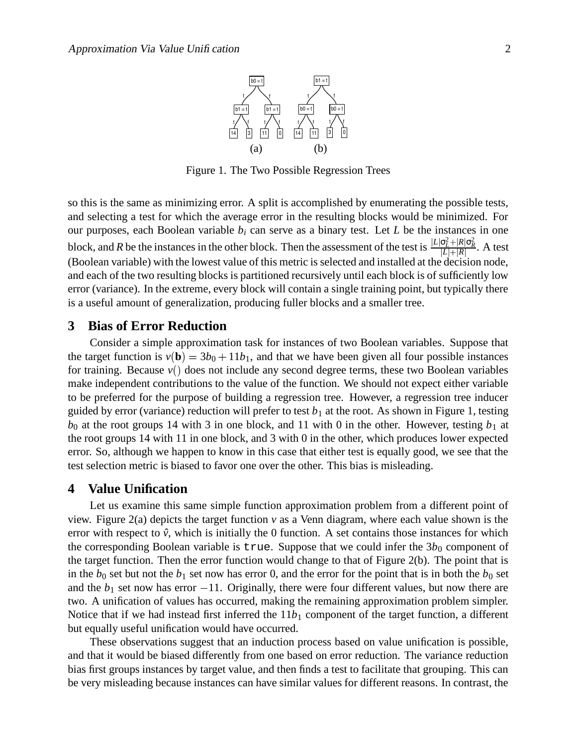Figure 1. The Two Possible Regression Trees

so this is the same as minimizing error. A split is accomplished by enumerating the possible tests, and selecting a test for which the average error in the resulting blocks would be minimized. For our purposes, each Boolean variable $b_i$ can serve as a binary test. Let $L$ be the instances in one block, and $R$ be the instances in the other block. Then the assessment of the test is $\frac{|L|\sigma_L^2+|R|\sigma_R^2}{|L|+|R|}$. A test (Boolean variable) with the lowest value of this metric is selected and installed at the decision node, and each of the two resulting blocks is partitioned recursively until each block is of sufficiently low error (variance). In the extreme, every block will contain a single training point, but typically there is a useful amount of generalization, producing fuller blocks and a smaller tree.

## 3 Bias of Error Reduction

Consider a simple approximation task for instances of two Boolean variables. Suppose that the target function is $v(\mathbf{b}) = 3b_0 + 11b_1$, and that we have been given all four possible instances for training. Because $v()$ does not include any second degree terms, these two Boolean variables make independent contributions to the value of the function. We should not expect either variable to be preferred for the purpose of building a regression tree. However, a regression tree inducer guided by error (variance) reduction will prefer to test $b_1$ at the root. As shown in Figure 1, testing $b_0$ at the root groups 14 with 3 in one block, and 11 with 0 in the other. However, testing $b_1$ at the root groups 14 with 11 in one block, and 3 with 0 in the other, which produces lower expected error. So, although we happen to know in this case that either test is equally good, we see that the test selection metric is biased to favor one over the other. This bias is misleading.

## 4 Value Unification

Let us examine this same simple function approximation problem from a different point of view. Figure 2(a) depicts the target function $v$ as a Venn diagram, where each value shown is the error with respect to $\hat{v}$, which is initially the 0 function. A set contains those instances for which the corresponding Boolean variable is `true`. Suppose that we could infer the $3b_0$ component of the target function. Then the error function would change to that of Figure 2(b). The point that is in the $b_0$ set but not the $b_1$ set now has error 0, and the error for the point that is in both the $b_0$ set and the $b_1$ set now has error $-11$. Originally, there were four different values, but now there are two. A unification of values has occurred, making the remaining approximation problem simpler. Notice that if we had instead first inferred the $11b_1$ component of the target function, a different but equally useful unification would have occurred.

These observations suggest that an induction process based on value unification is possible, and that it would be biased differently from one based on error reduction. The variance reduction bias first groups instances by target value, and then finds a test to facilitate that grouping. This can be very misleading because instances can have similar values for different reasons. In contrast, the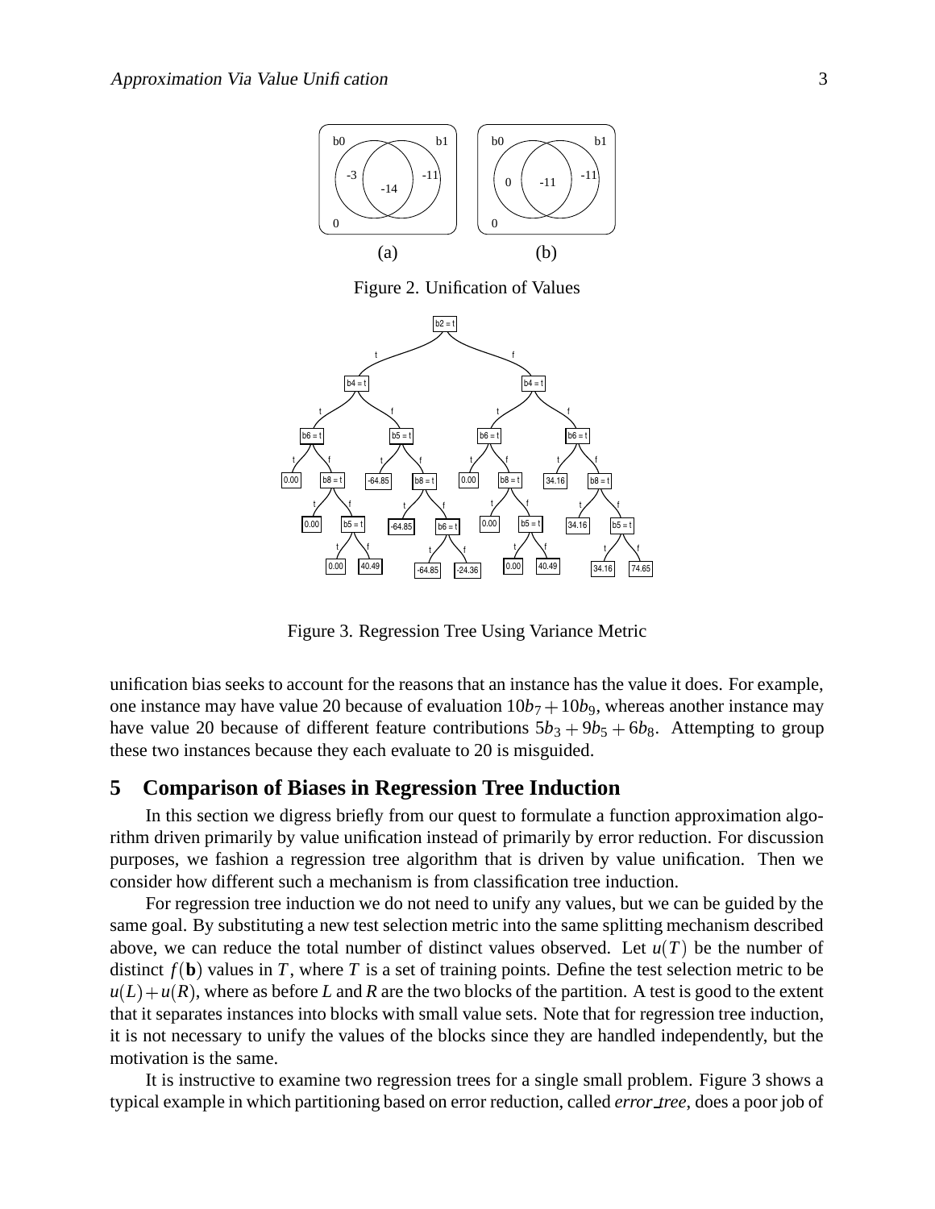Figure 2. Unification of Values

Figure 3. Regression Tree Using Variance Metric

unification bias seeks to account for the reasons that an instance has the value it does. For example, one instance may have value 20 because of evaluation $10b_7 + 10b_9$, whereas another instance may have value 20 because of different feature contributions $5b_3 + 9b_5 + 6b_8$. Attempting to group these two instances because they each evaluate to 20 is misguided.

## 5 Comparison of Biases in Regression Tree Induction

In this section we digress briefly from our quest to formulate a function approximation algorithm driven primarily by value unification instead of primarily by error reduction. For discussion purposes, we fashion a regression tree algorithm that is driven by value unification. Then we consider how different such a mechanism is from classification tree induction.

For regression tree induction we do not need to unify any values, but we can be guided by the same goal. By substituting a new test selection metric into the same splitting mechanism described above, we can reduce the total number of distinct values observed. Let $u(T)$ be the number of distinct $f(\mathbf{b})$ values in $T$, where $T$ is a set of training points. Define the test selection metric to be $u(L) + u(R)$, where as before $L$ and $R$ are the two blocks of the partition. A test is good to the extent that it separates instances into blocks with small value sets. Note that for regression tree induction, it is not necessary to unify the values of the blocks since they are handled independently, but the motivation is the same.

It is instructive to examine two regression trees for a single small problem. Figure 3 shows a typical example in which partitioning based on error reduction, called *error_tree*, does a poor job of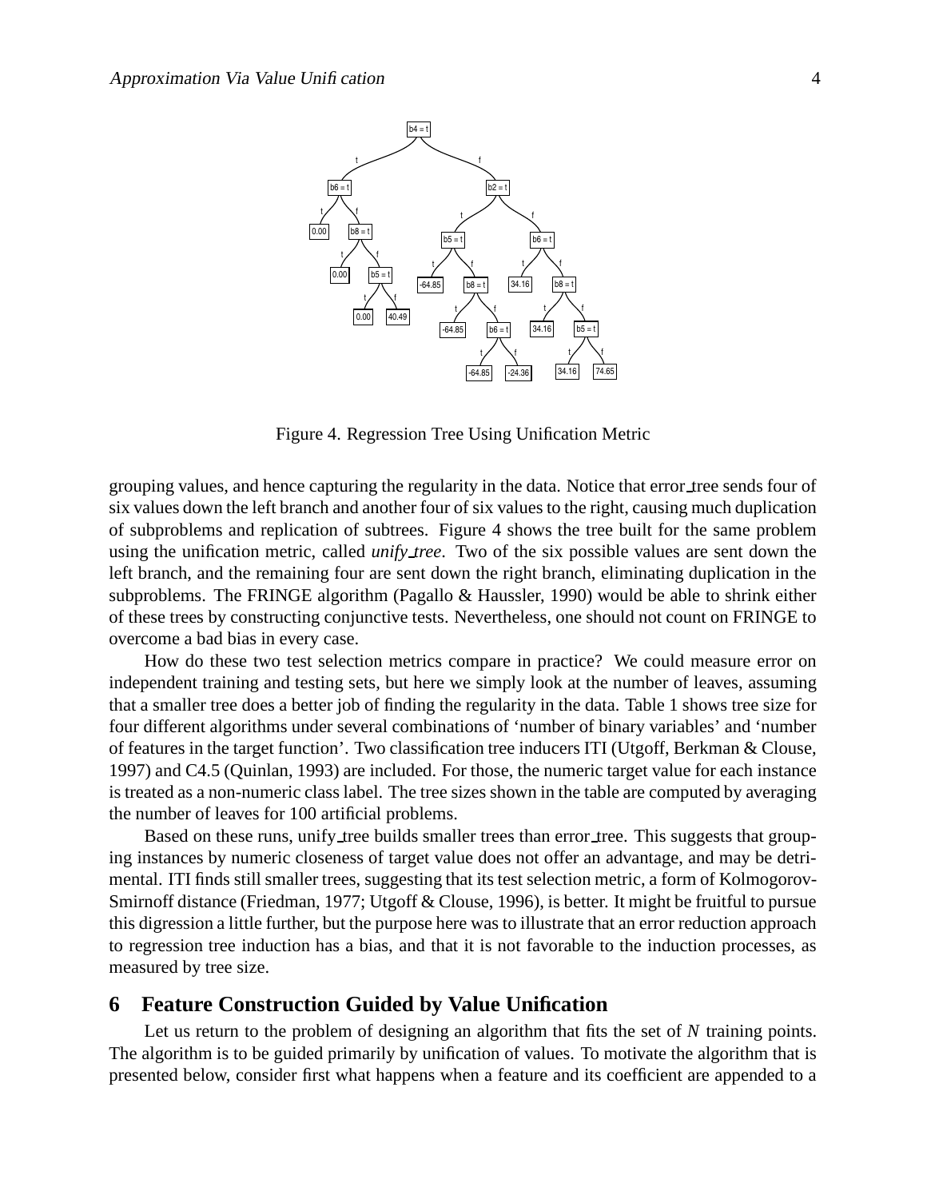Figure 4. Regression Tree Using Unification Metric

grouping values, and hence capturing the regularity in the data. Notice that error_tree sends four of six values down the left branch and another four of six values to the right, causing much duplication of subproblems and replication of subtrees. Figure 4 shows the tree built for the same problem using the unification metric, called *unify_tree*. Two of the six possible values are sent down the left branch, and the remaining four are sent down the right branch, eliminating duplication in the subproblems. The FRINGE algorithm (Pagallo & Haussler, 1990) would be able to shrink either of these trees by constructing conjunctive tests. Nevertheless, one should not count on FRINGE to overcome a bad bias in every case.

How do these two test selection metrics compare in practice? We could measure error on independent training and testing sets, but here we simply look at the number of leaves, assuming that a smaller tree does a better job of finding the regularity in the data. Table 1 shows tree size for four different algorithms under several combinations of 'number of binary variables' and 'number of features in the target function'. Two classification tree inducers ITI (Utgoff, Berkman & Clouse, 1997) and C4.5 (Quinlan, 1993) are included. For those, the numeric target value for each instance is treated as a non-numeric class label. The tree sizes shown in the table are computed by averaging the number of leaves for 100 artificial problems.

Based on these runs, unify_tree builds smaller trees than error_tree. This suggests that grouping instances by numeric closeness of target value does not offer an advantage, and may be detrimental. ITI finds still smaller trees, suggesting that its test selection metric, a form of Kolmogorov-Smirnoff distance (Friedman, 1977; Utgoff & Clouse, 1996), is better. It might be fruitful to pursue this digression a little further, but the purpose here was to illustrate that an error reduction approach to regression tree induction has a bias, and that it is not favorable to the induction processes, as measured by tree size.

## 6 Feature Construction Guided by Value Unification

Let us return to the problem of designing an algorithm that fits the set of $N$ training points. The algorithm is to be guided primarily by unification of values. To motivate the algorithm that is presented below, consider first what happens when a feature and its coefficient are appended to a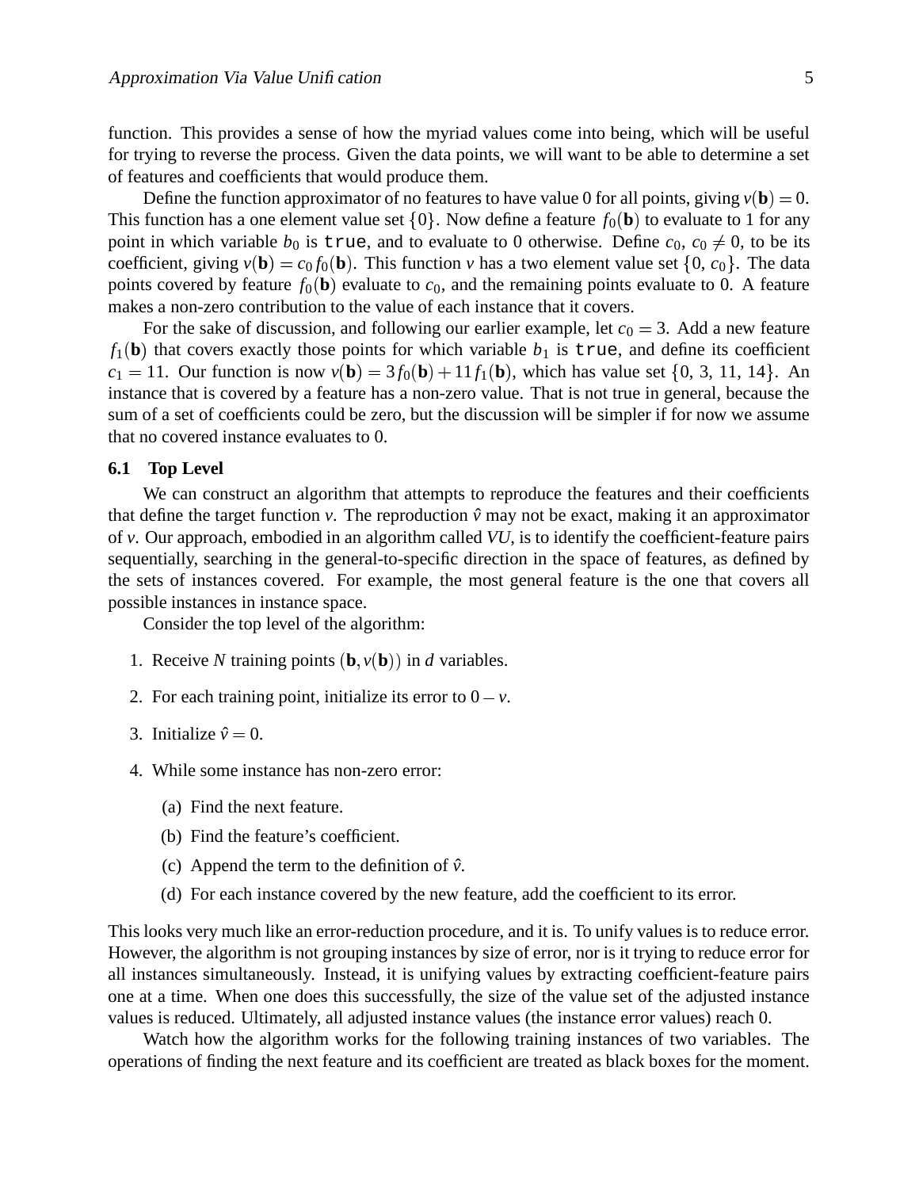function. This provides a sense of how the myriad values come into being, which will be useful for trying to reverse the process. Given the data points, we will want to be able to determine a set of features and coefficients that would produce them.

Define the function approximator of no features to have value 0 for all points, giving $v(\mathbf{b}) = 0$. This function has a one element value set $\{0\}$. Now define a feature $f_0(\mathbf{b})$ to evaluate to 1 for any point in which variable $b_0$ is `true`, and to evaluate to 0 otherwise. Define $c_0$, $c_0 \neq 0$, to be its coefficient, giving $v(\mathbf{b}) = c_0 f_0(\mathbf{b})$. This function $v$ has a two element value set $\{0, c_0\}$. The data points covered by feature $f_0(\mathbf{b})$ evaluate to $c_0$, and the remaining points evaluate to 0. A feature makes a non-zero contribution to the value of each instance that it covers.

For the sake of discussion, and following our earlier example, let $c_0 = 3$. Add a new feature $f_1(\mathbf{b})$ that covers exactly those points for which variable $b_1$ is `true`, and define its coefficient $c_1 = 11$. Our function is now $v(\mathbf{b}) = 3f_0(\mathbf{b}) + 11f_1(\mathbf{b})$, which has value set $\{0, 3, 11, 14\}$. An instance that is covered by a feature has a non-zero value. That is not true in general, because the sum of a set of coefficients could be zero, but the discussion will be simpler if for now we assume that no covered instance evaluates to 0.

### 6.1 Top Level

We can construct an algorithm that attempts to reproduce the features and their coefficients that define the target function $v$. The reproduction $\hat{v}$ may not be exact, making it an approximator of $v$. Our approach, embodied in an algorithm called *VU*, is to identify the coefficient-feature pairs sequentially, searching in the general-to-specific direction in the space of features, as defined by the sets of instances covered. For example, the most general feature is the one that covers all possible instances in instance space.

Consider the top level of the algorithm:

1. Receive $N$ training points $(\mathbf{b}, v(\mathbf{b}))$ in $d$ variables.
2. For each training point, initialize its error to $0 - v$.
3. Initialize $\hat{v} = 0$.
4. While some instance has non-zero error:
   (a) Find the next feature.
   (b) Find the feature's coefficient.
   (c) Append the term to the definition of $\hat{v}$.
   (d) For each instance covered by the new feature, add the coefficient to its error.

This looks very much like an error-reduction procedure, and it is. To unify values is to reduce error. However, the algorithm is not grouping instances by size of error, nor is it trying to reduce error for all instances simultaneously. Instead, it is unifying values by extracting coefficient-feature pairs one at a time. When one does this successfully, the size of the value set of the adjusted instance values is reduced. Ultimately, all adjusted instance values (the instance error values) reach 0.

Watch how the algorithm works for the following training instances of two variables. The operations of finding the next feature and its coefficient are treated as black boxes for the moment.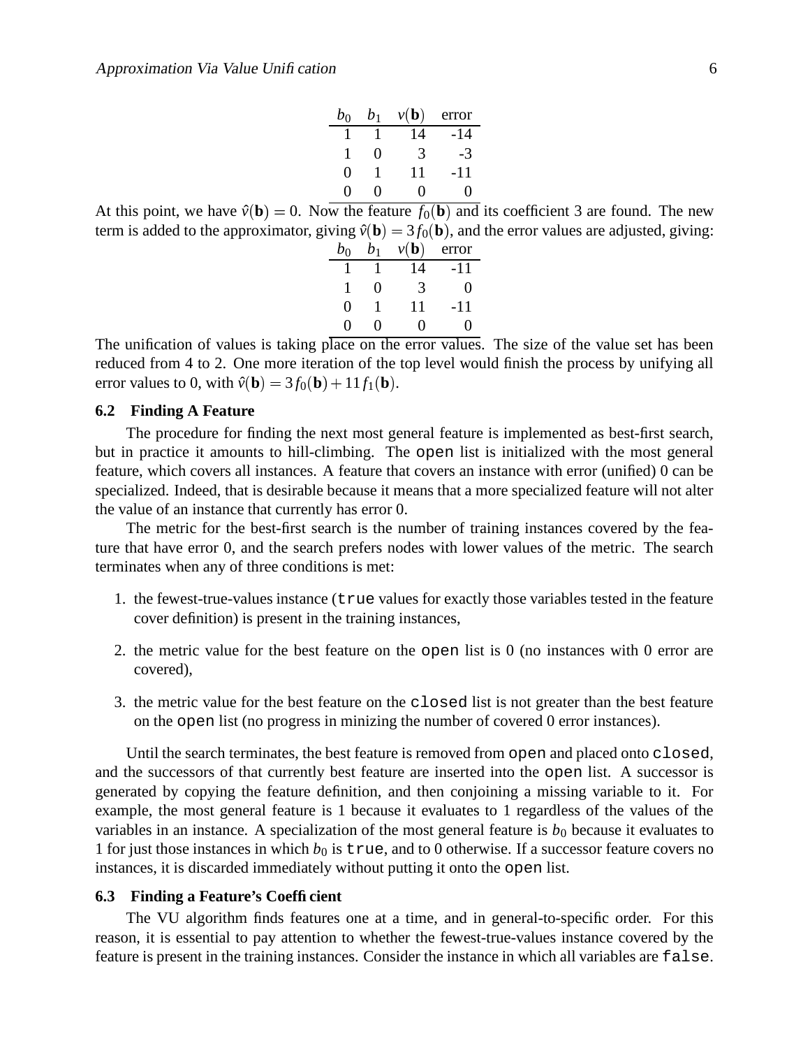| $b_0$ | $b_1$ | $v(\mathbf{b})$ | error |
|---|---|---|---|
| 1 | 1 | 14 | -14 |
| 1 | 0 | 3 | -3 |
| 0 | 1 | 11 | -11 |
| 0 | 0 | 0 | 0 |

At this point, we have $\hat{v}(\mathbf{b}) = 0$. Now the feature $f_0(\mathbf{b})$ and its coefficient 3 are found. The new term is added to the approximator, giving $\hat{v}(\mathbf{b}) = 3 f_0(\mathbf{b})$, and the error values are adjusted, giving:

| $b_0$ | $b_1$ | $v(\mathbf{b})$ | error |
|---|---|---|---|
| 1 | 1 | 14 | -11 |
| 1 | 0 | 3 | 0 |
| 0 | 1 | 11 | -11 |
| 0 | 0 | 0 | 0 |

The unification of values is taking place on the error values. The size of the value set has been reduced from 4 to 2. One more iteration of the top level would finish the process by unifying all error values to 0, with $\hat{v}(\mathbf{b}) = 3 f_0(\mathbf{b}) + 11 f_1(\mathbf{b})$.

### 6.2 Finding A Feature

The procedure for finding the next most general feature is implemented as best-first search, but in practice it amounts to hill-climbing. The `open` list is initialized with the most general feature, which covers all instances. A feature that covers an instance with error (unified) 0 can be specialized. Indeed, that is desirable because it means that a more specialized feature will not alter the value of an instance that currently has error 0.

The metric for the best-first search is the number of training instances covered by the feature that have error 0, and the search prefers nodes with lower values of the metric. The search terminates when any of three conditions is met:

1. the fewest-true-values instance (`true` values for exactly those variables tested in the feature cover definition) is present in the training instances,
2. the metric value for the best feature on the `open` list is 0 (no instances with 0 error are covered),
3. the metric value for the best feature on the `closed` list is not greater than the best feature on the `open` list (no progress in minizing the number of covered 0 error instances).

Until the search terminates, the best feature is removed from `open` and placed onto `closed`, and the successors of that currently best feature are inserted into the `open` list. A successor is generated by copying the feature definition, and then conjoining a missing variable to it. For example, the most general feature is 1 because it evaluates to 1 regardless of the values of the variables in an instance. A specialization of the most general feature is $b_0$ because it evaluates to 1 for just those instances in which $b_0$ is `true`, and to 0 otherwise. If a successor feature covers no instances, it is discarded immediately without putting it onto the `open` list.

### 6.3 Finding a Feature's Coefficient

The VU algorithm finds features one at a time, and in general-to-specific order. For this reason, it is essential to pay attention to whether the fewest-true-values instance covered by the feature is present in the training instances. Consider the instance in which all variables are `false`.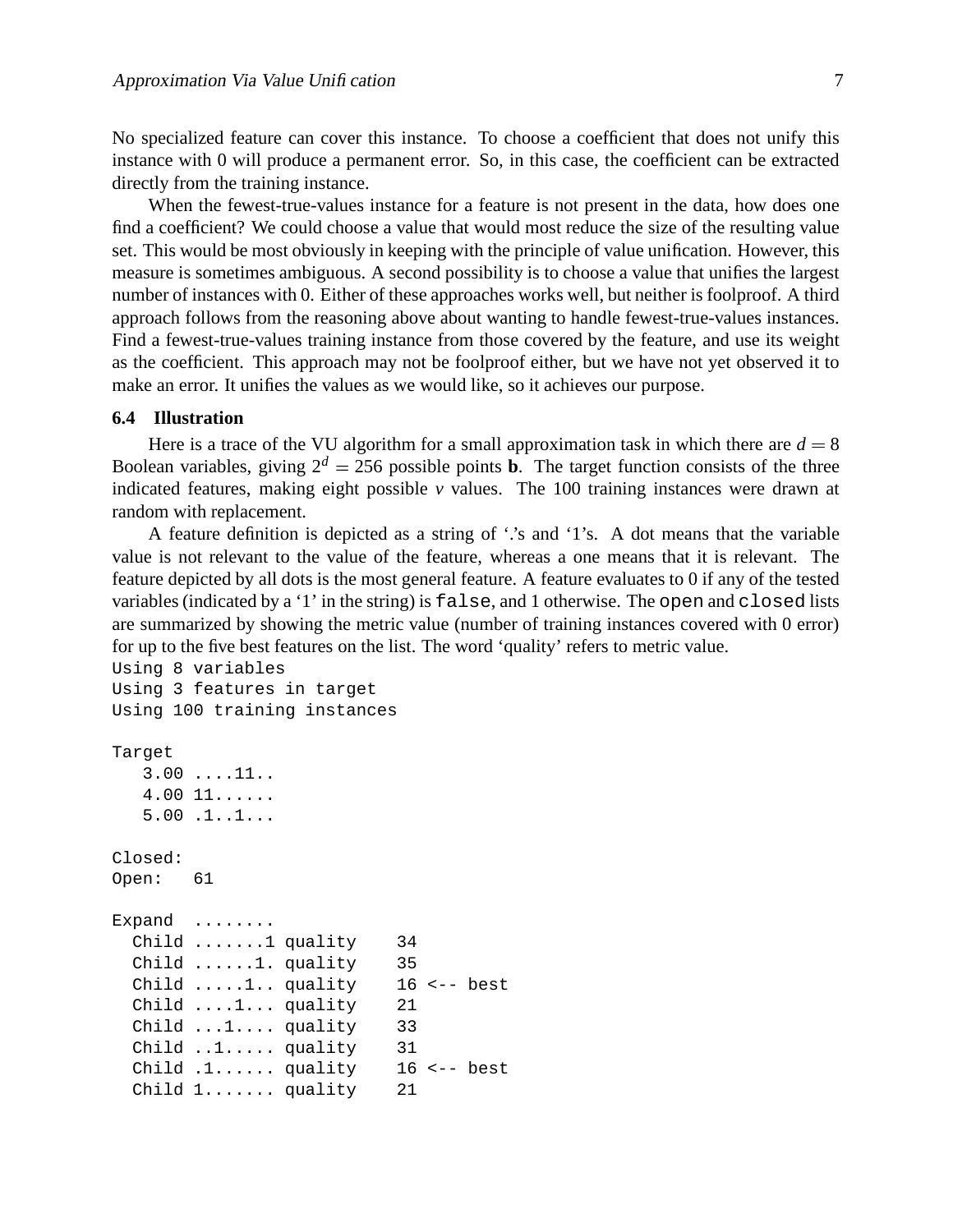No specialized feature can cover this instance. To choose a coefficient that does not unify this instance with 0 will produce a permanent error. So, in this case, the coefficient can be extracted directly from the training instance.

When the fewest-true-values instance for a feature is not present in the data, how does one find a coefficient? We could choose a value that would most reduce the size of the resulting value set. This would be most obviously in keeping with the principle of value unification. However, this measure is sometimes ambiguous. A second possibility is to choose a value that unifies the largest number of instances with 0. Either of these approaches works well, but neither is foolproof. A third approach follows from the reasoning above about wanting to handle fewest-true-values instances. Find a fewest-true-values training instance from those covered by the feature, and use its weight as the coefficient. This approach may not be foolproof either, but we have not yet observed it to make an error. It unifies the values as we would like, so it achieves our purpose.

### 6.4 Illustration

Here is a trace of the VU algorithm for a small approximation task in which there are $d = 8$ Boolean variables, giving $2^d = 256$ possible points $\mathbf{b}$. The target function consists of the three indicated features, making eight possible $v$ values. The 100 training instances were drawn at random with replacement.

A feature definition is depicted as a string of '.'s and '1's. A dot means that the variable value is not relevant to the value of the feature, whereas a one means that it is relevant. The feature depicted by all dots is the most general feature. A feature evaluates to 0 if any of the tested variables (indicated by a '1' in the string) is `false`, and 1 otherwise. The `open` and `closed` lists are summarized by showing the metric value (number of training instances covered with 0 error) for up to the five best features on the list. The word 'quality' refers to metric value.

```
Using 8 variables
Using 3 features in target
Using 100 training instances

Target
   3.00 ....11..
   4.00 11......
   5.00 .1..1...

Closed:
Open:   61

Expand  ........
  Child .......1 quality    34
  Child ......1. quality    35
  Child .....1.. quality    16 <-- best
  Child ....1... quality    21
  Child ...1.... quality    33
  Child ..1..... quality    31
  Child .1...... quality    16 <-- best
  Child 1....... quality    21
```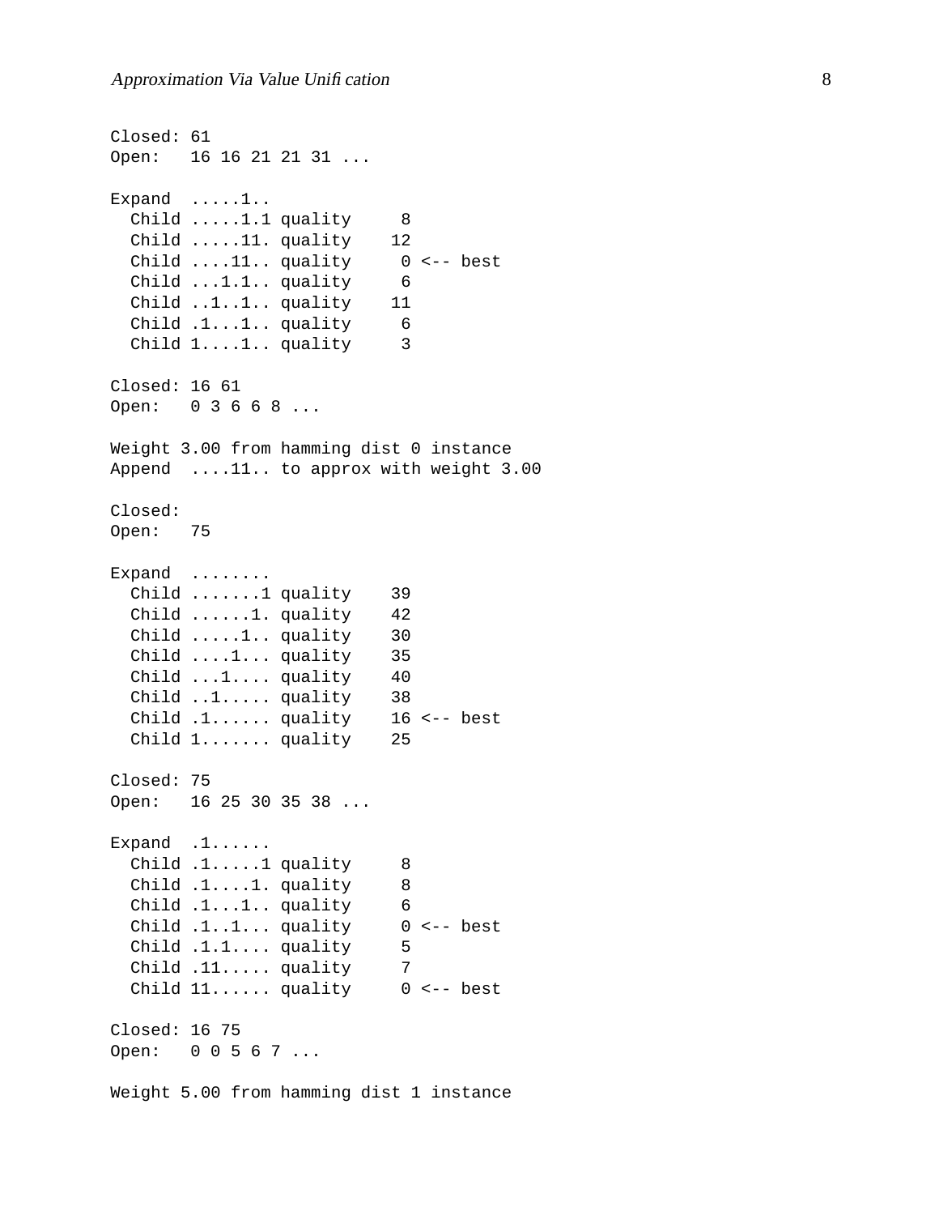```
Closed: 61
Open:   16 16 21 21 31 ...

Expand  .....1..
  Child .....1.1 quality     8
  Child .....11. quality    12
  Child ....11.. quality     0 <-- best
  Child ...1.1.. quality     6
  Child ..1..1.. quality    11
  Child .1...1.. quality     6
  Child 1....1.. quality     3

Closed: 16 61
Open:   0 3 6 6 8 ...

Weight 3.00 from hamming dist 0 instance
Append  ....11.. to approx with weight 3.00

Closed:
Open:   75

Expand  ........
  Child .......1 quality    39
  Child ......1. quality    42
  Child .....1.. quality    30
  Child ....1... quality    35
  Child ...1.... quality    40
  Child ..1..... quality    38
  Child .1...... quality    16 <-- best
  Child 1....... quality    25

Closed: 75
Open:   16 25 30 35 38 ...

Expand  .1......
  Child .1.....1 quality     8
  Child .1....1. quality     8
  Child .1...1.. quality     6
  Child .1..1... quality     0 <-- best
  Child .1.1.... quality     5
  Child .11..... quality     7
  Child 11...... quality     0 <-- best

Closed: 16 75
Open:   0 0 5 6 7 ...

Weight 5.00 from hamming dist 1 instance
```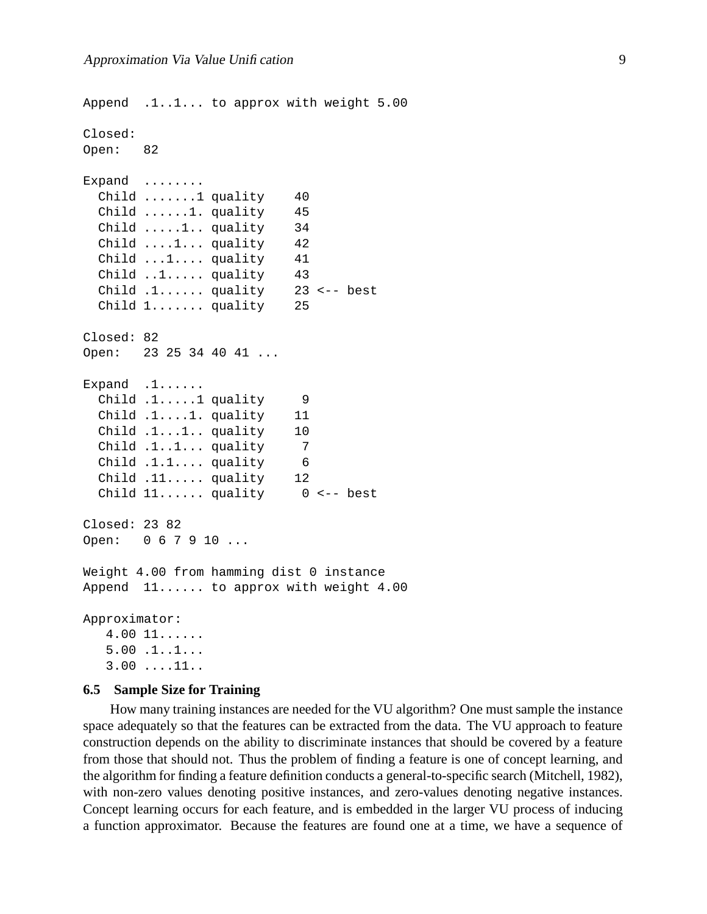```
Append  .1..1... to approx with weight 5.00

Closed:
Open:   82

Expand  ........
  Child .......1 quality    40
  Child ......1. quality    45
  Child .....1.. quality    34
  Child ....1... quality    42
  Child ...1.... quality    41
  Child ..1..... quality    43
  Child .1...... quality    23 <-- best
  Child 1....... quality    25

Closed: 82
Open:   23 25 34 40 41 ...

Expand  .1......
  Child .1.....1 quality     9
  Child .1....1. quality    11
  Child .1...1.. quality    10
  Child .1..1... quality     7
  Child .1.1.... quality     6
  Child .11..... quality    12
  Child 11...... quality     0 <-- best

Closed: 23 82
Open:   0 6 7 9 10 ...

Weight 4.00 from hamming dist 0 instance
Append  11...... to approx with weight 4.00

Approximator:
   4.00 11......
   5.00 .1..1...
   3.00 ....11..
```

### 6.5 Sample Size for Training

How many training instances are needed for the VU algorithm? One must sample the instance space adequately so that the features can be extracted from the data. The VU approach to feature construction depends on the ability to discriminate instances that should be covered by a feature from those that should not. Thus the problem of finding a feature is one of concept learning, and the algorithm for finding a feature definition conducts a general-to-specific search (Mitchell, 1982), with non-zero values denoting positive instances, and zero-values denoting negative instances. Concept learning occurs for each feature, and is embedded in the larger VU process of inducing a function approximator. Because the features are found one at a time, we have a sequence of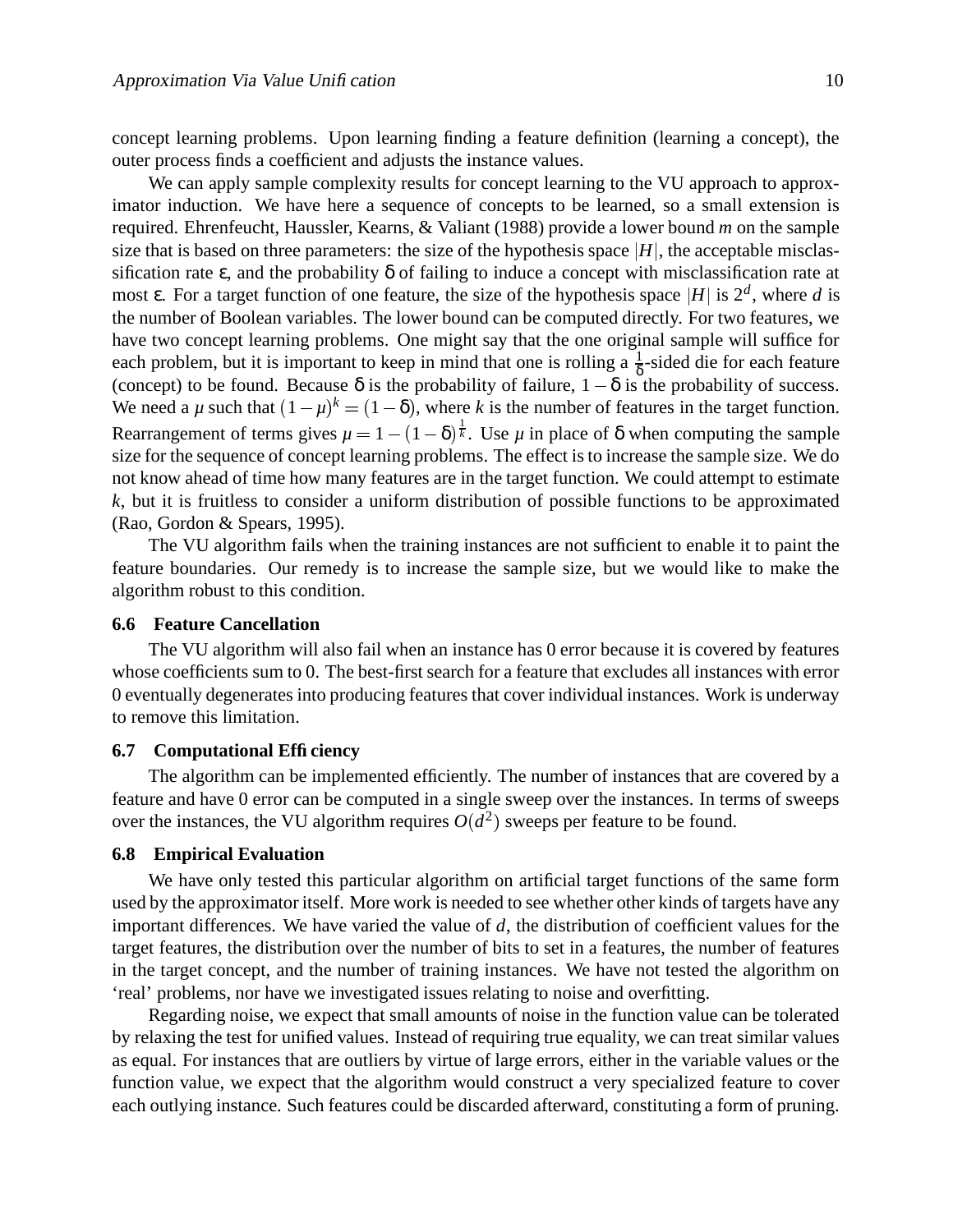concept learning problems. Upon learning finding a feature definition (learning a concept), the outer process finds a coefficient and adjusts the instance values.

We can apply sample complexity results for concept learning to the VU approach to approximator induction. We have here a sequence of concepts to be learned, so a small extension is required. Ehrenfeucht, Haussler, Kearns, & Valiant (1988) provide a lower bound $m$ on the sample size that is based on three parameters: the size of the hypothesis space $|H|$, the acceptable misclassification rate $\epsilon$, and the probability $\delta$ of failing to induce a concept with misclassification rate at most $\epsilon$. For a target function of one feature, the size of the hypothesis space $|H|$ is $2^d$, where $d$ is the number of Boolean variables. The lower bound can be computed directly. For two features, we have two concept learning problems. One might say that the one original sample will suffice for each problem, but it is important to keep in mind that one is rolling a $\frac{1}{\delta}$-sided die for each feature (concept) to be found. Because $\delta$ is the probability of failure, $1-\delta$ is the probability of success. We need a $\mu$ such that $(1-\mu)^k = (1-\delta)$, where $k$ is the number of features in the target function. Rearrangement of terms gives $\mu = 1-(1-\delta)^{\frac{1}{k}}$. Use $\mu$ in place of $\delta$ when computing the sample size for the sequence of concept learning problems. The effect is to increase the sample size. We do not know ahead of time how many features are in the target function. We could attempt to estimate $k$, but it is fruitless to consider a uniform distribution of possible functions to be approximated (Rao, Gordon & Spears, 1995).

The VU algorithm fails when the training instances are not sufficient to enable it to paint the feature boundaries. Our remedy is to increase the sample size, but we would like to make the algorithm robust to this condition.

### 6.6 Feature Cancellation

The VU algorithm will also fail when an instance has 0 error because it is covered by features whose coefficients sum to 0. The best-first search for a feature that excludes all instances with error 0 eventually degenerates into producing features that cover individual instances. Work is underway to remove this limitation.

### 6.7 Computational Efficiency

The algorithm can be implemented efficiently. The number of instances that are covered by a feature and have 0 error can be computed in a single sweep over the instances. In terms of sweeps over the instances, the VU algorithm requires $O(d^2)$ sweeps per feature to be found.

### 6.8 Empirical Evaluation

We have only tested this particular algorithm on artificial target functions of the same form used by the approximator itself. More work is needed to see whether other kinds of targets have any important differences. We have varied the value of $d$, the distribution of coefficient values for the target features, the distribution over the number of bits to set in a features, the number of features in the target concept, and the number of training instances. We have not tested the algorithm on 'real' problems, nor have we investigated issues relating to noise and overfitting.

Regarding noise, we expect that small amounts of noise in the function value can be tolerated by relaxing the test for unified values. Instead of requiring true equality, we can treat similar values as equal. For instances that are outliers by virtue of large errors, either in the variable values or the function value, we expect that the algorithm would construct a very specialized feature to cover each outlying instance. Such features could be discarded afterward, constituting a form of pruning.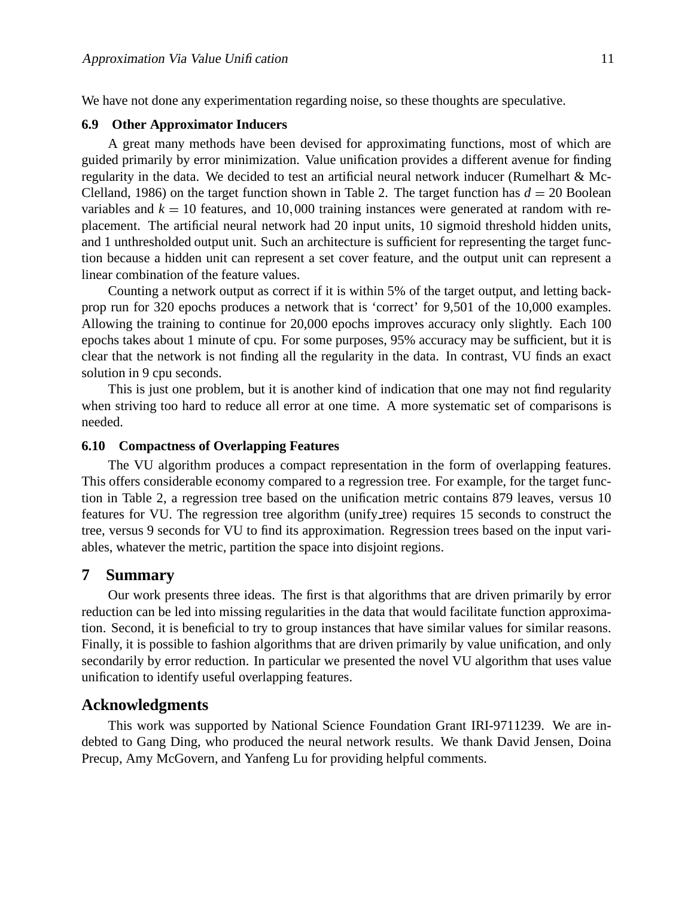We have not done any experimentation regarding noise, so these thoughts are speculative.

### 6.9 Other Approximator Inducers

A great many methods have been devised for approximating functions, most of which are guided primarily by error minimization. Value unification provides a different avenue for finding regularity in the data. We decided to test an artificial neural network inducer (Rumelhart & McClelland, 1986) on the target function shown in Table 2. The target function has $d = 20$ Boolean variables and $k = 10$ features, and $10,000$ training instances were generated at random with replacement. The artificial neural network had 20 input units, 10 sigmoid threshold hidden units, and 1 unthresholded output unit. Such an architecture is sufficient for representing the target function because a hidden unit can represent a set cover feature, and the output unit can represent a linear combination of the feature values.

Counting a network output as correct if it is within 5% of the target output, and letting backprop run for 320 epochs produces a network that is 'correct' for 9,501 of the 10,000 examples. Allowing the training to continue for 20,000 epochs improves accuracy only slightly. Each 100 epochs takes about 1 minute of cpu. For some purposes, 95% accuracy may be sufficient, but it is clear that the network is not finding all the regularity in the data. In contrast, VU finds an exact solution in 9 cpu seconds.

This is just one problem, but it is another kind of indication that one may not find regularity when striving too hard to reduce all error at one time. A more systematic set of comparisons is needed.

### 6.10 Compactness of Overlapping Features

The VU algorithm produces a compact representation in the form of overlapping features. This offers considerable economy compared to a regression tree. For example, for the target function in Table 2, a regression tree based on the unification metric contains 879 leaves, versus 10 features for VU. The regression tree algorithm (unify_tree) requires 15 seconds to construct the tree, versus 9 seconds for VU to find its approximation. Regression trees based on the input variables, whatever the metric, partition the space into disjoint regions.

## 7 Summary

Our work presents three ideas. The first is that algorithms that are driven primarily by error reduction can be led into missing regularities in the data that would facilitate function approximation. Second, it is beneficial to try to group instances that have similar values for similar reasons. Finally, it is possible to fashion algorithms that are driven primarily by value unification, and only secondarily by error reduction. In particular we presented the novel VU algorithm that uses value unification to identify useful overlapping features.

## Acknowledgments

This work was supported by National Science Foundation Grant IRI-9711239. We are indebted to Gang Ding, who produced the neural network results. We thank David Jensen, Doina Precup, Amy McGovern, and Yanfeng Lu for providing helpful comments.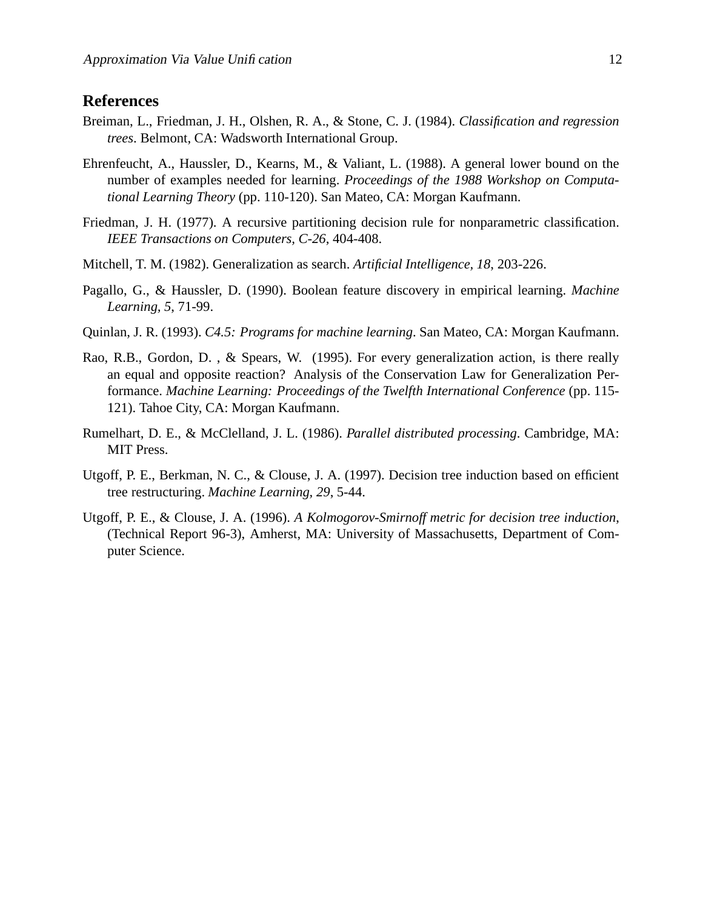## References

Breiman, L., Friedman, J. H., Olshen, R. A., & Stone, C. J. (1984). *Classification and regression trees*. Belmont, CA: Wadsworth International Group.

Ehrenfeucht, A., Haussler, D., Kearns, M., & Valiant, L. (1988). A general lower bound on the number of examples needed for learning. *Proceedings of the 1988 Workshop on Computational Learning Theory* (pp. 110-120). San Mateo, CA: Morgan Kaufmann.

Friedman, J. H. (1977). A recursive partitioning decision rule for nonparametric classification. *IEEE Transactions on Computers, C-26*, 404-408.

Mitchell, T. M. (1982). Generalization as search. *Artificial Intelligence, 18*, 203-226.

Pagallo, G., & Haussler, D. (1990). Boolean feature discovery in empirical learning. *Machine Learning, 5*, 71-99.

Quinlan, J. R. (1993). *C4.5: Programs for machine learning*. San Mateo, CA: Morgan Kaufmann.

Rao, R.B., Gordon, D. , & Spears, W. (1995). For every generalization action, is there really an equal and opposite reaction? Analysis of the Conservation Law for Generalization Performance. *Machine Learning: Proceedings of the Twelfth International Conference* (pp. 115-121). Tahoe City, CA: Morgan Kaufmann.

Rumelhart, D. E., & McClelland, J. L. (1986). *Parallel distributed processing*. Cambridge, MA: MIT Press.

Utgoff, P. E., Berkman, N. C., & Clouse, J. A. (1997). Decision tree induction based on efficient tree restructuring. *Machine Learning, 29*, 5-44.

Utgoff, P. E., & Clouse, J. A. (1996). *A Kolmogorov-Smirnoff metric for decision tree induction*, (Technical Report 96-3), Amherst, MA: University of Massachusetts, Department of Computer Science.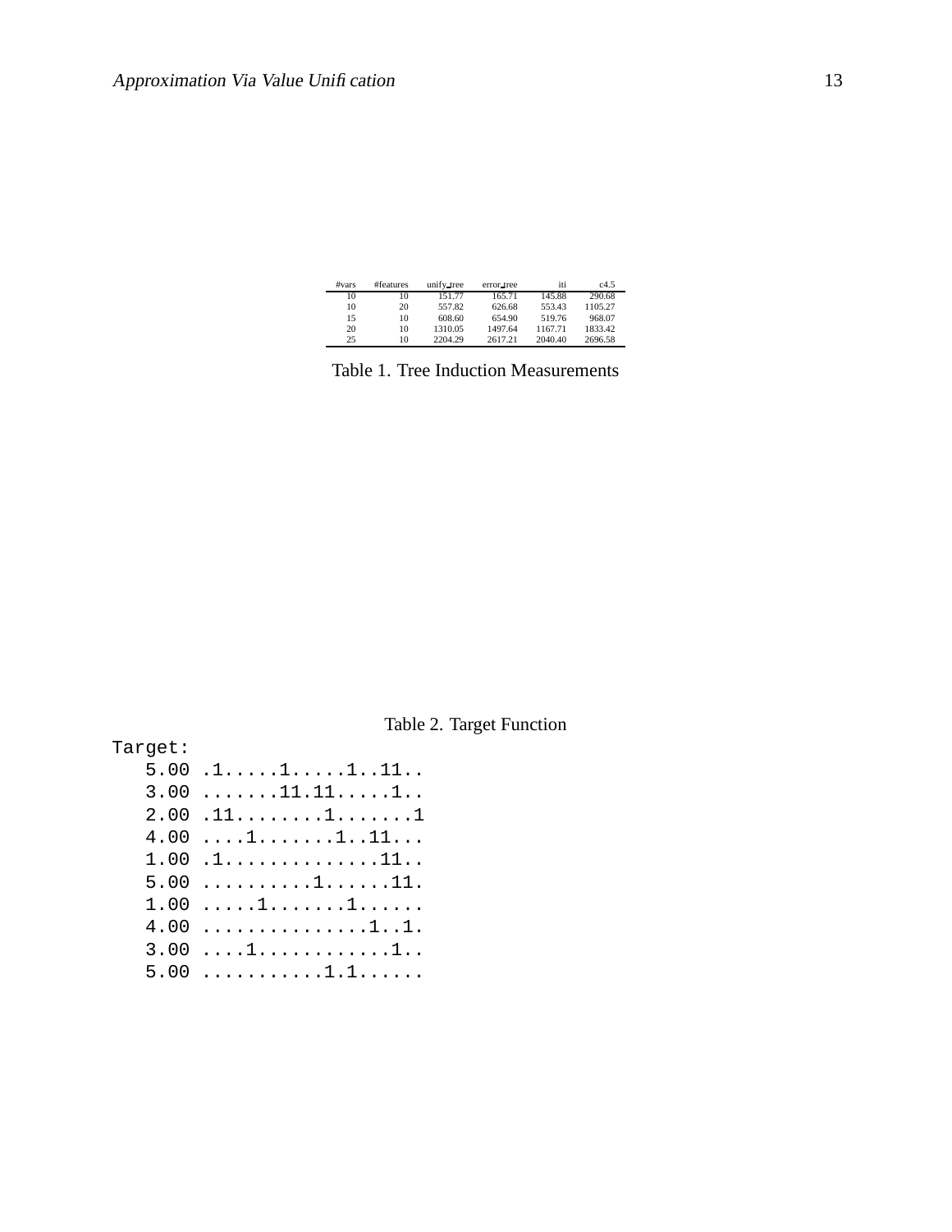| #vars | #features | unify_tree | error_tree | iti | c4.5 |
|---|---|---|---|---|---|
| 10 | 10 | 151.77 | 165.71 | 145.88 | 290.68 |
| 10 | 20 | 557.82 | 626.68 | 553.43 | 1105.27 |
| 15 | 10 | 608.60 | 654.90 | 519.76 | 968.07 |
| 20 | 10 | 1310.05 | 1497.64 | 1167.71 | 1833.42 |
| 25 | 10 | 2204.29 | 2617.21 | 2040.40 | 2696.58 |

Table 1. Tree Induction Measurements

Table 2. Target Function

```
Target:
   5.00 .1.....1.....1..11..
   3.00 .......11.11.....1..
   2.00 .11........1.......1
   4.00 ....1.......1..11...
   1.00 .1..............11..
   5.00 ..........1......11.
   1.00 .....1.......1......
   4.00 ...............1..1.
   3.00 ....1............1..
   5.00 ...........1.1......
```